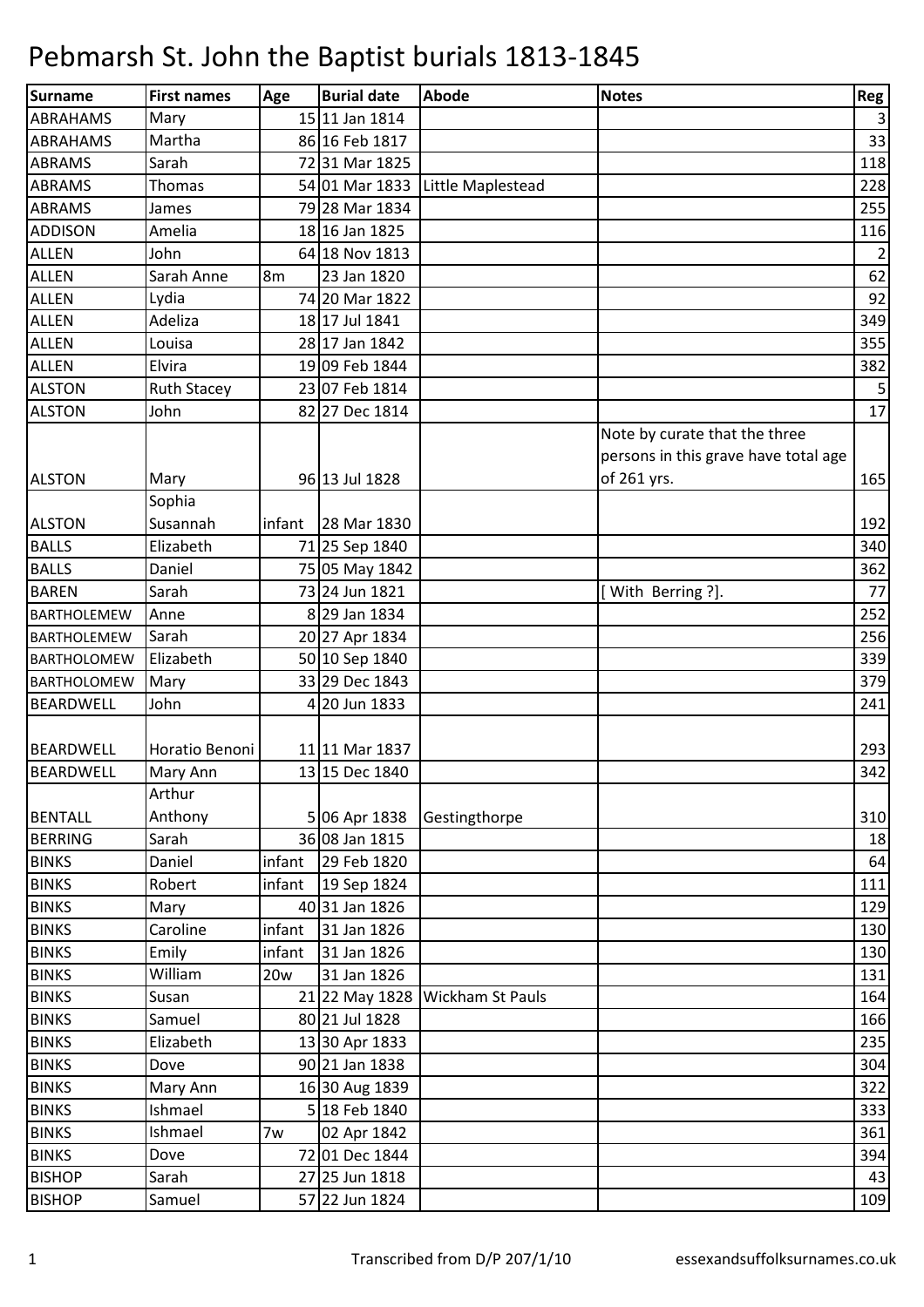# Pebmarsh St. John the Baptist burials 1813-1845

| Surname | First names | Age | Burial date | Abode | Notes | Reg |
|---|---|---|---|---|---|---|
| ABRAHAMS | Mary | 15 | 11 Jan 1814 | | | 3 |
| ABRAHAMS | Martha | 86 | 16 Feb 1817 | | | 33 |
| ABRAMS | Sarah | 72 | 31 Mar 1825 | | | 118 |
| ABRAMS | Thomas | 54 | 01 Mar 1833 | Little Maplestead | | 228 |
| ABRAMS | James | 79 | 28 Mar 1834 | | | 255 |
| ADDISON | Amelia | 18 | 16 Jan 1825 | | | 116 |
| ALLEN | John | 64 | 18 Nov 1813 | | | 2 |
| ALLEN | Sarah Anne | 8m | 23 Jan 1820 | | | 62 |
| ALLEN | Lydia | 74 | 20 Mar 1822 | | | 92 |
| ALLEN | Adeliza | 18 | 17 Jul 1841 | | | 349 |
| ALLEN | Louisa | 28 | 17 Jan 1842 | | | 355 |
| ALLEN | Elvira | 19 | 09 Feb 1844 | | | 382 |
| ALSTON | Ruth Stacey | 23 | 07 Feb 1814 | | | 5 |
| ALSTON | John | 82 | 27 Dec 1814 | | | 17 |
| ALSTON | Mary | 96 | 13 Jul 1828 | | Note by curate that the three persons in this grave have total age of 261 yrs. | 165 |
| ALSTON | Sophia Susannah | infant | 28 Mar 1830 | | | 192 |
| BALLS | Elizabeth | 71 | 25 Sep 1840 | | | 340 |
| BALLS | Daniel | 75 | 05 May 1842 | | | 362 |
| BAREN | Sarah | 73 | 24 Jun 1821 | | [ With Berring ?]. | 77 |
| BARTHOLEMEW | Anne | 8 | 29 Jan 1834 | | | 252 |
| BARTHOLEMEW | Sarah | 20 | 27 Apr 1834 | | | 256 |
| BARTHOLOMEW | Elizabeth | 50 | 10 Sep 1840 | | | 339 |
| BARTHOLOMEW | Mary | 33 | 29 Dec 1843 | | | 379 |
| BEARDWELL | John | 4 | 20 Jun 1833 | | | 241 |
| BEARDWELL | Horatio Benoni | 11 | 11 Mar 1837 | | | 293 |
| BEARDWELL | Mary Ann | 13 | 15 Dec 1840 | | | 342 |
| BENTALL | Arthur Anthony | 5 | 06 Apr 1838 | Gestingthorpe | | 310 |
| BERRING | Sarah | 36 | 08 Jan 1815 | | | 18 |
| BINKS | Daniel | infant | 29 Feb 1820 | | | 64 |
| BINKS | Robert | infant | 19 Sep 1824 | | | 111 |
| BINKS | Mary | 40 | 31 Jan 1826 | | | 129 |
| BINKS | Caroline | infant | 31 Jan 1826 | | | 130 |
| BINKS | Emily | infant | 31 Jan 1826 | | | 130 |
| BINKS | William | 20w | 31 Jan 1826 | | | 131 |
| BINKS | Susan | 21 | 22 May 1828 | Wickham St Pauls | | 164 |
| BINKS | Samuel | 80 | 21 Jul 1828 | | | 166 |
| BINKS | Elizabeth | 13 | 30 Apr 1833 | | | 235 |
| BINKS | Dove | 90 | 21 Jan 1838 | | | 304 |
| BINKS | Mary Ann | 16 | 30 Aug 1839 | | | 322 |
| BINKS | Ishmael | 5 | 18 Feb 1840 | | | 333 |
| BINKS | Ishmael | 7w | 02 Apr 1842 | | | 361 |
| BINKS | Dove | 72 | 01 Dec 1844 | | | 394 |
| BISHOP | Sarah | 27 | 25 Jun 1818 | | | 43 |
| BISHOP | Samuel | 57 | 22 Jun 1824 | | | 109 |

Transcribed from D/P 207/1/10 essexandsuffolksurnames.co.uk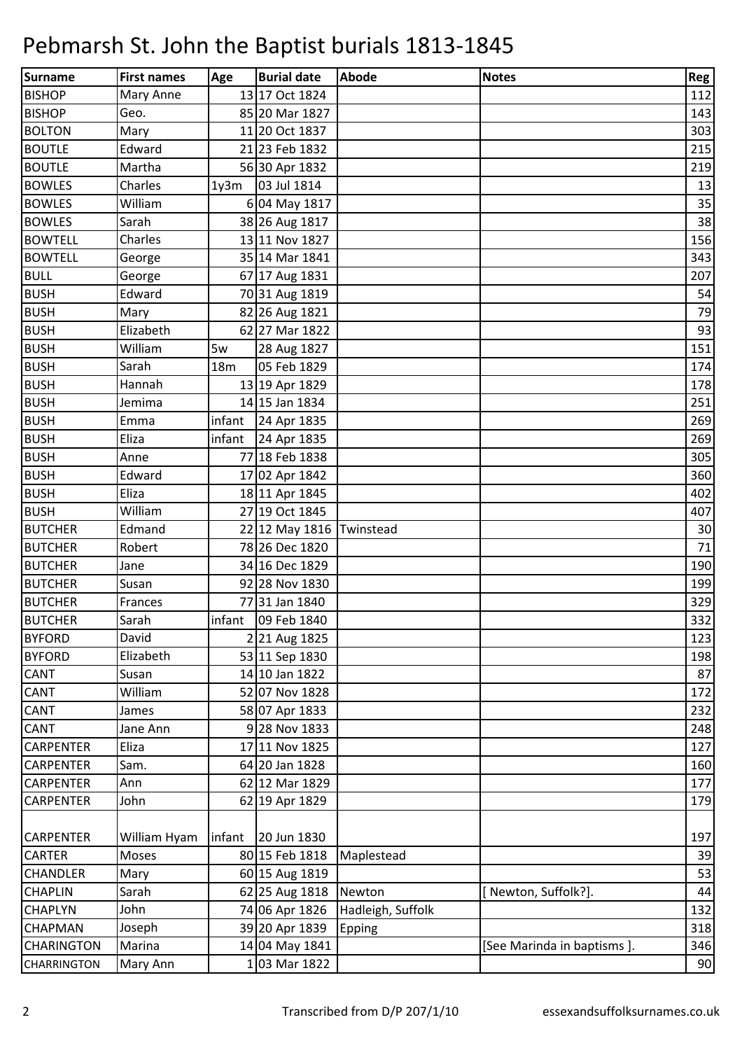# Pebmarsh St. John the Baptist burials 1813-1845

| Surname | First names | Age | Burial date | Abode | Notes | Reg |
|---|---|---|---|---|---|---|
| BISHOP | Mary Anne | 13 | 17 Oct 1824 | | | 112 |
| BISHOP | Geo. | 85 | 20 Mar 1827 | | | 143 |
| BOLTON | Mary | 11 | 20 Oct 1837 | | | 303 |
| BOUTLE | Edward | 21 | 23 Feb 1832 | | | 215 |
| BOUTLE | Martha | 56 | 30 Apr 1832 | | | 219 |
| BOWLES | Charles | 1y3m | 03 Jul 1814 | | | 13 |
| BOWLES | William | 6 | 04 May 1817 | | | 35 |
| BOWLES | Sarah | 38 | 26 Aug 1817 | | | 38 |
| BOWTELL | Charles | 13 | 11 Nov 1827 | | | 156 |
| BOWTELL | George | 35 | 14 Mar 1841 | | | 343 |
| BULL | George | 67 | 17 Aug 1831 | | | 207 |
| BUSH | Edward | 70 | 31 Aug 1819 | | | 54 |
| BUSH | Mary | 82 | 26 Aug 1821 | | | 79 |
| BUSH | Elizabeth | 62 | 27 Mar 1822 | | | 93 |
| BUSH | William | 5w | 28 Aug 1827 | | | 151 |
| BUSH | Sarah | 18m | 05 Feb 1829 | | | 174 |
| BUSH | Hannah | 13 | 19 Apr 1829 | | | 178 |
| BUSH | Jemima | 14 | 15 Jan 1834 | | | 251 |
| BUSH | Emma | infant | 24 Apr 1835 | | | 269 |
| BUSH | Eliza | infant | 24 Apr 1835 | | | 269 |
| BUSH | Anne | 77 | 18 Feb 1838 | | | 305 |
| BUSH | Edward | 17 | 02 Apr 1842 | | | 360 |
| BUSH | Eliza | 18 | 11 Apr 1845 | | | 402 |
| BUSH | William | 27 | 19 Oct 1845 | | | 407 |
| BUTCHER | Edmand | 22 | 12 May 1816 | Twinstead | | 30 |
| BUTCHER | Robert | 78 | 26 Dec 1820 | | | 71 |
| BUTCHER | Jane | 34 | 16 Dec 1829 | | | 190 |
| BUTCHER | Susan | 92 | 28 Nov 1830 | | | 199 |
| BUTCHER | Frances | 77 | 31 Jan 1840 | | | 329 |
| BUTCHER | Sarah | infant | 09 Feb 1840 | | | 332 |
| BYFORD | David | 2 | 21 Aug 1825 | | | 123 |
| BYFORD | Elizabeth | 53 | 11 Sep 1830 | | | 198 |
| CANT | Susan | 14 | 10 Jan 1822 | | | 87 |
| CANT | William | 52 | 07 Nov 1828 | | | 172 |
| CANT | James | 58 | 07 Apr 1833 | | | 232 |
| CANT | Jane Ann | 9 | 28 Nov 1833 | | | 248 |
| CARPENTER | Eliza | 17 | 11 Nov 1825 | | | 127 |
| CARPENTER | Sam. | 64 | 20 Jan 1828 | | | 160 |
| CARPENTER | Ann | 62 | 12 Mar 1829 | | | 177 |
| CARPENTER | John | 62 | 19 Apr 1829 | | | 179 |
| CARPENTER | William Hyam | infant | 20 Jun 1830 | | | 197 |
| CARTER | Moses | 80 | 15 Feb 1818 | Maplestead | | 39 |
| CHANDLER | Mary | 60 | 15 Aug 1819 | | | 53 |
| CHAPLIN | Sarah | 62 | 25 Aug 1818 | Newton | [ Newton, Suffolk?]. | 44 |
| CHAPLYN | John | 74 | 06 Apr 1826 | Hadleigh, Suffolk | | 132 |
| CHAPMAN | Joseph | 39 | 20 Apr 1839 | Epping | | 318 |
| CHARINGTON | Marina | 14 | 04 May 1841 | | [See Marinda in baptisms ]. | 346 |
| CHARRINGTON | Mary Ann | 1 | 03 Mar 1822 | | | 90 |

Transcribed from D/P 207/1/10 — essexandsuffolksurnames.co.uk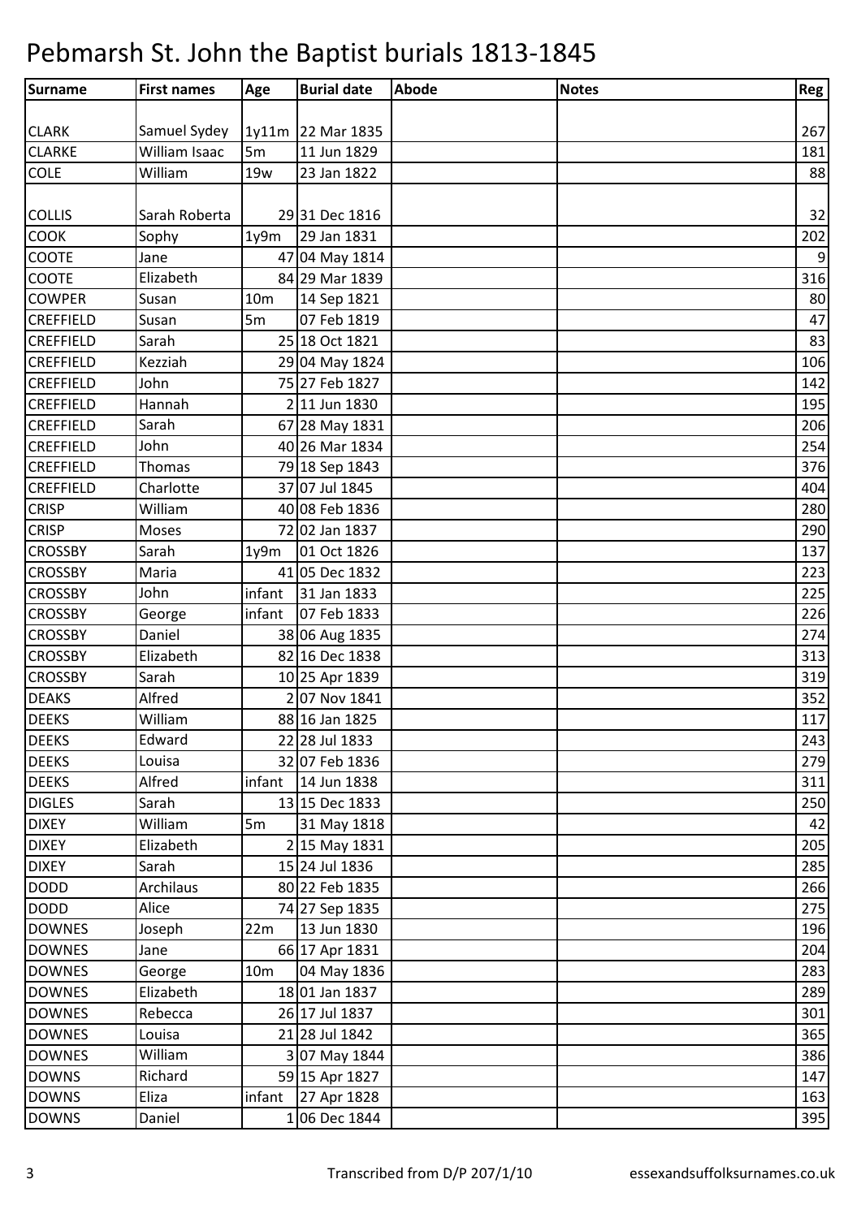# Pebmarsh St. John the Baptist burials 1813-1845

| Surname | First names | Age | Burial date | Abode | Notes | Reg |
|---|---|---|---|---|---|---|
| CLARK | Samuel Sydey | 1y11m | 22 Mar 1835 | | | 267 |
| CLARKE | William Isaac | 5m | 11 Jun 1829 | | | 181 |
| COLE | William | 19w | 23 Jan 1822 | | | 88 |
| COLLIS | Sarah Roberta | 29 | 31 Dec 1816 | | | 32 |
| COOK | Sophy | 1y9m | 29 Jan 1831 | | | 202 |
| COOTE | Jane | 47 | 04 May 1814 | | | 9 |
| COOTE | Elizabeth | 84 | 29 Mar 1839 | | | 316 |
| COWPER | Susan | 10m | 14 Sep 1821 | | | 80 |
| CREFFIELD | Susan | 5m | 07 Feb 1819 | | | 47 |
| CREFFIELD | Sarah | 25 | 18 Oct 1821 | | | 83 |
| CREFFIELD | Kezziah | 29 | 04 May 1824 | | | 106 |
| CREFFIELD | John | 75 | 27 Feb 1827 | | | 142 |
| CREFFIELD | Hannah | 2 | 11 Jun 1830 | | | 195 |
| CREFFIELD | Sarah | 67 | 28 May 1831 | | | 206 |
| CREFFIELD | John | 40 | 26 Mar 1834 | | | 254 |
| CREFFIELD | Thomas | 79 | 18 Sep 1843 | | | 376 |
| CREFFIELD | Charlotte | 37 | 07 Jul 1845 | | | 404 |
| CRISP | William | 40 | 08 Feb 1836 | | | 280 |
| CRISP | Moses | 72 | 02 Jan 1837 | | | 290 |
| CROSSBY | Sarah | 1y9m | 01 Oct 1826 | | | 137 |
| CROSSBY | Maria | 41 | 05 Dec 1832 | | | 223 |
| CROSSBY | John | infant | 31 Jan 1833 | | | 225 |
| CROSSBY | George | infant | 07 Feb 1833 | | | 226 |
| CROSSBY | Daniel | 38 | 06 Aug 1835 | | | 274 |
| CROSSBY | Elizabeth | 82 | 16 Dec 1838 | | | 313 |
| CROSSBY | Sarah | 10 | 25 Apr 1839 | | | 319 |
| DEAKS | Alfred | 2 | 07 Nov 1841 | | | 352 |
| DEEKS | William | 88 | 16 Jan 1825 | | | 117 |
| DEEKS | Edward | 22 | 28 Jul 1833 | | | 243 |
| DEEKS | Louisa | 32 | 07 Feb 1836 | | | 279 |
| DEEKS | Alfred | infant | 14 Jun 1838 | | | 311 |
| DIGLES | Sarah | 13 | 15 Dec 1833 | | | 250 |
| DIXEY | William | 5m | 31 May 1818 | | | 42 |
| DIXEY | Elizabeth | 2 | 15 May 1831 | | | 205 |
| DIXEY | Sarah | 15 | 24 Jul 1836 | | | 285 |
| DODD | Archilaus | 80 | 22 Feb 1835 | | | 266 |
| DODD | Alice | 74 | 27 Sep 1835 | | | 275 |
| DOWNES | Joseph | 22m | 13 Jun 1830 | | | 196 |
| DOWNES | Jane | 66 | 17 Apr 1831 | | | 204 |
| DOWNES | George | 10m | 04 May 1836 | | | 283 |
| DOWNES | Elizabeth | 18 | 01 Jan 1837 | | | 289 |
| DOWNES | Rebecca | 26 | 17 Jul 1837 | | | 301 |
| DOWNES | Louisa | 21 | 28 Jul 1842 | | | 365 |
| DOWNES | William | 3 | 07 May 1844 | | | 386 |
| DOWNS | Richard | 59 | 15 Apr 1827 | | | 147 |
| DOWNS | Eliza | infant | 27 Apr 1828 | | | 163 |
| DOWNS | Daniel | 1 | 06 Dec 1844 | | | 395 |

Transcribed from D/P 207/1/10 essexandsuffolksurnames.co.uk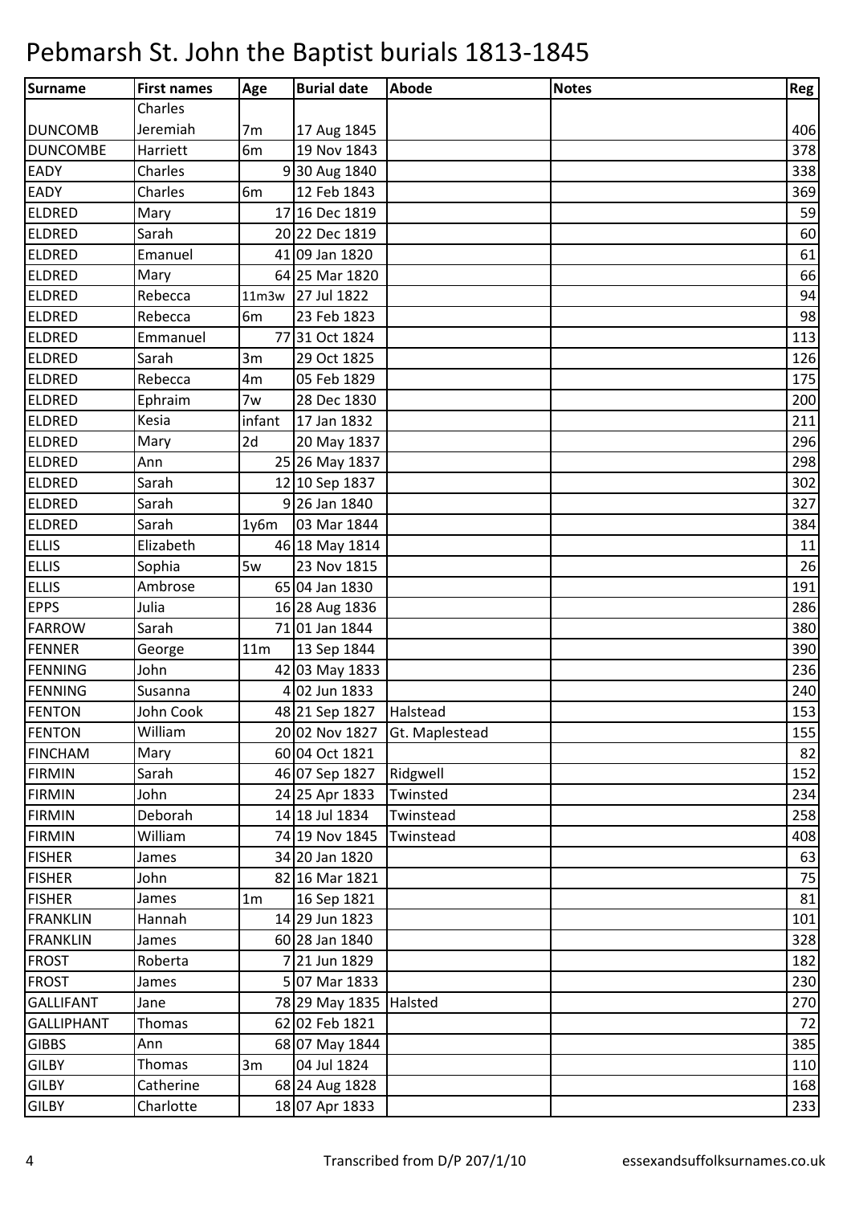# Pebmarsh St. John the Baptist burials 1813-1845

| Surname | First names | Age | Burial date | Abode | Notes | Reg |
|---|---|---|---|---|---|---|
| DUNCOMB | Charles Jeremiah | 7m | 17 Aug 1845 | | | 406 |
| DUNCOMBE | Harriett | 6m | 19 Nov 1843 | | | 378 |
| EADY | Charles | 9 | 30 Aug 1840 | | | 338 |
| EADY | Charles | 6m | 12 Feb 1843 | | | 369 |
| ELDRED | Mary | 17 | 16 Dec 1819 | | | 59 |
| ELDRED | Sarah | 20 | 22 Dec 1819 | | | 60 |
| ELDRED | Emanuel | 41 | 09 Jan 1820 | | | 61 |
| ELDRED | Mary | 64 | 25 Mar 1820 | | | 66 |
| ELDRED | Rebecca | 11m3w | 27 Jul 1822 | | | 94 |
| ELDRED | Rebecca | 6m | 23 Feb 1823 | | | 98 |
| ELDRED | Emmanuel | 77 | 31 Oct 1824 | | | 113 |
| ELDRED | Sarah | 3m | 29 Oct 1825 | | | 126 |
| ELDRED | Rebecca | 4m | 05 Feb 1829 | | | 175 |
| ELDRED | Ephraim | 7w | 28 Dec 1830 | | | 200 |
| ELDRED | Kesia | infant | 17 Jan 1832 | | | 211 |
| ELDRED | Mary | 2d | 20 May 1837 | | | 296 |
| ELDRED | Ann | 25 | 26 May 1837 | | | 298 |
| ELDRED | Sarah | 12 | 10 Sep 1837 | | | 302 |
| ELDRED | Sarah | 9 | 26 Jan 1840 | | | 327 |
| ELDRED | Sarah | 1y6m | 03 Mar 1844 | | | 384 |
| ELLIS | Elizabeth | 46 | 18 May 1814 | | | 11 |
| ELLIS | Sophia | 5w | 23 Nov 1815 | | | 26 |
| ELLIS | Ambrose | 65 | 04 Jan 1830 | | | 191 |
| EPPS | Julia | 16 | 28 Aug 1836 | | | 286 |
| FARROW | Sarah | 71 | 01 Jan 1844 | | | 380 |
| FENNER | George | 11m | 13 Sep 1844 | | | 390 |
| FENNING | John | 42 | 03 May 1833 | | | 236 |
| FENNING | Susanna | 4 | 02 Jun 1833 | | | 240 |
| FENTON | John Cook | 48 | 21 Sep 1827 | Halstead | | 153 |
| FENTON | William | 20 | 02 Nov 1827 | Gt. Maplestead | | 155 |
| FINCHAM | Mary | 60 | 04 Oct 1821 | | | 82 |
| FIRMIN | Sarah | 46 | 07 Sep 1827 | Ridgwell | | 152 |
| FIRMIN | John | 24 | 25 Apr 1833 | Twinsted | | 234 |
| FIRMIN | Deborah | 14 | 18 Jul 1834 | Twinstead | | 258 |
| FIRMIN | William | 74 | 19 Nov 1845 | Twinstead | | 408 |
| FISHER | James | 34 | 20 Jan 1820 | | | 63 |
| FISHER | John | 82 | 16 Mar 1821 | | | 75 |
| FISHER | James | 1m | 16 Sep 1821 | | | 81 |
| FRANKLIN | Hannah | 14 | 29 Jun 1823 | | | 101 |
| FRANKLIN | James | 60 | 28 Jan 1840 | | | 328 |
| FROST | Roberta | 7 | 21 Jun 1829 | | | 182 |
| FROST | James | 5 | 07 Mar 1833 | | | 230 |
| GALLIFANT | Jane | 78 | 29 May 1835 | Halsted | | 270 |
| GALLIPHANT | Thomas | 62 | 02 Feb 1821 | | | 72 |
| GIBBS | Ann | 68 | 07 May 1844 | | | 385 |
| GILBY | Thomas | 3m | 04 Jul 1824 | | | 110 |
| GILBY | Catherine | 68 | 24 Aug 1828 | | | 168 |
| GILBY | Charlotte | 18 | 07 Apr 1833 | | | 233 |

Transcribed from D/P 207/1/10 essexandsuffolksurnames.co.uk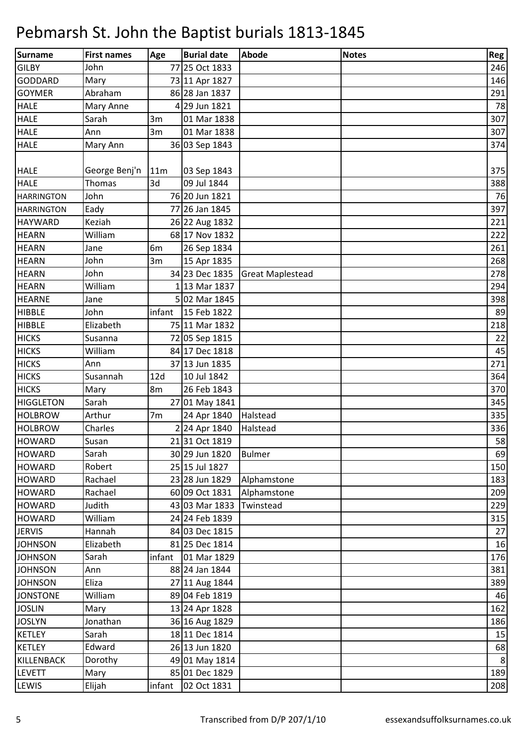# Pebmarsh St. John the Baptist burials 1813-1845

| Surname | First names | Age | Burial date | Abode | Notes | Reg |
|---|---|---|---|---|---|---|
| GILBY | John | 77 | 25 Oct 1833 | | | 246 |
| GODDARD | Mary | 73 | 11 Apr 1827 | | | 146 |
| GOYMER | Abraham | 86 | 28 Jan 1837 | | | 291 |
| HALE | Mary Anne | 4 | 29 Jun 1821 | | | 78 |
| HALE | Sarah | 3m | 01 Mar 1838 | | | 307 |
| HALE | Ann | 3m | 01 Mar 1838 | | | 307 |
| HALE | Mary Ann | 36 | 03 Sep 1843 | | | 374 |
| HALE | George Benj'n | 11m | 03 Sep 1843 | | | 375 |
| HALE | Thomas | 3d | 09 Jul 1844 | | | 388 |
| HARRINGTON | John | 76 | 20 Jun 1821 | | | 76 |
| HARRINGTON | Eady | 77 | 26 Jan 1845 | | | 397 |
| HAYWARD | Keziah | 26 | 22 Aug 1832 | | | 221 |
| HEARN | William | 68 | 17 Nov 1832 | | | 222 |
| HEARN | Jane | 6m | 26 Sep 1834 | | | 261 |
| HEARN | John | 3m | 15 Apr 1835 | | | 268 |
| HEARN | John | 34 | 23 Dec 1835 | Great Maplestead | | 278 |
| HEARN | William | 1 | 13 Mar 1837 | | | 294 |
| HEARNE | Jane | 5 | 02 Mar 1845 | | | 398 |
| HIBBLE | John | infant | 15 Feb 1822 | | | 89 |
| HIBBLE | Elizabeth | 75 | 11 Mar 1832 | | | 218 |
| HICKS | Susanna | 72 | 05 Sep 1815 | | | 22 |
| HICKS | William | 84 | 17 Dec 1818 | | | 45 |
| HICKS | Ann | 37 | 13 Jun 1835 | | | 271 |
| HICKS | Susannah | 12d | 10 Jul 1842 | | | 364 |
| HICKS | Mary | 8m | 26 Feb 1843 | | | 370 |
| HIGGLETON | Sarah | 27 | 01 May 1841 | | | 345 |
| HOLBROW | Arthur | 7m | 24 Apr 1840 | Halstead | | 335 |
| HOLBROW | Charles | 2 | 24 Apr 1840 | Halstead | | 336 |
| HOWARD | Susan | 21 | 31 Oct 1819 | | | 58 |
| HOWARD | Sarah | 30 | 29 Jun 1820 | Bulmer | | 69 |
| HOWARD | Robert | 25 | 15 Jul 1827 | | | 150 |
| HOWARD | Rachael | 23 | 28 Jun 1829 | Alphamstone | | 183 |
| HOWARD | Rachael | 60 | 09 Oct 1831 | Alphamstone | | 209 |
| HOWARD | Judith | 43 | 03 Mar 1833 | Twinstead | | 229 |
| HOWARD | William | 24 | 24 Feb 1839 | | | 315 |
| JERVIS | Hannah | 84 | 03 Dec 1815 | | | 27 |
| JOHNSON | Elizabeth | 81 | 25 Dec 1814 | | | 16 |
| JOHNSON | Sarah | infant | 01 Mar 1829 | | | 176 |
| JOHNSON | Ann | 88 | 24 Jan 1844 | | | 381 |
| JOHNSON | Eliza | 27 | 11 Aug 1844 | | | 389 |
| JONSTONE | William | 89 | 04 Feb 1819 | | | 46 |
| JOSLIN | Mary | 13 | 24 Apr 1828 | | | 162 |
| JOSLYN | Jonathan | 36 | 16 Aug 1829 | | | 186 |
| KETLEY | Sarah | 18 | 11 Dec 1814 | | | 15 |
| KETLEY | Edward | 26 | 13 Jun 1820 | | | 68 |
| KILLENBACK | Dorothy | 49 | 01 May 1814 | | | 8 |
| LEVETT | Mary | 85 | 01 Dec 1829 | | | 189 |
| LEWIS | Elijah | infant | 02 Oct 1831 | | | 208 |

Transcribed from D/P 207/1/10 essexandsuffolksurnames.co.uk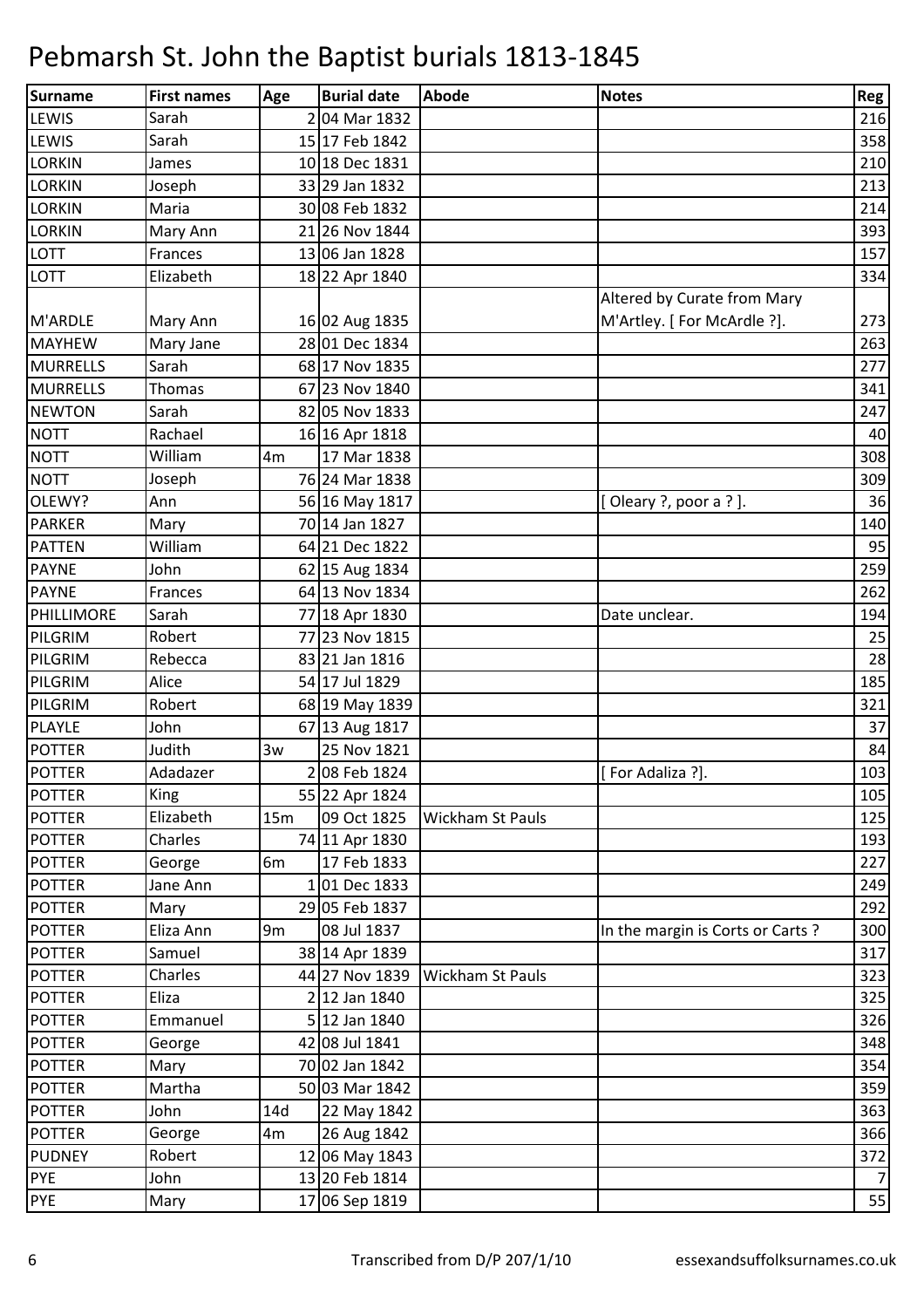# Pebmarsh St. John the Baptist burials 1813-1845

| Surname | First names | Age | Burial date | Abode | Notes | Reg |
|---|---|---|---|---|---|---|
| LEWIS | Sarah | 2 | 04 Mar 1832 | | | 216 |
| LEWIS | Sarah | 15 | 17 Feb 1842 | | | 358 |
| LORKIN | James | 10 | 18 Dec 1831 | | | 210 |
| LORKIN | Joseph | 33 | 29 Jan 1832 | | | 213 |
| LORKIN | Maria | 30 | 08 Feb 1832 | | | 214 |
| LORKIN | Mary Ann | 21 | 26 Nov 1844 | | | 393 |
| LOTT | Frances | 13 | 06 Jan 1828 | | | 157 |
| LOTT | Elizabeth | 18 | 22 Apr 1840 | | | 334 |
| M'ARDLE | Mary Ann | 16 | 02 Aug 1835 | | Altered by Curate from Mary M'Artley. [ For McArdle ?]. | 273 |
| MAYHEW | Mary Jane | 28 | 01 Dec 1834 | | | 263 |
| MURRELLS | Sarah | 68 | 17 Nov 1835 | | | 277 |
| MURRELLS | Thomas | 67 | 23 Nov 1840 | | | 341 |
| NEWTON | Sarah | 82 | 05 Nov 1833 | | | 247 |
| NOTT | Rachael | 16 | 16 Apr 1818 | | | 40 |
| NOTT | William | 4m | 17 Mar 1838 | | | 308 |
| NOTT | Joseph | 76 | 24 Mar 1838 | | | 309 |
| OLEWY? | Ann | 56 | 16 May 1817 | | [ Oleary ?, poor a ? ]. | 36 |
| PARKER | Mary | 70 | 14 Jan 1827 | | | 140 |
| PATTEN | William | 64 | 21 Dec 1822 | | | 95 |
| PAYNE | John | 62 | 15 Aug 1834 | | | 259 |
| PAYNE | Frances | 64 | 13 Nov 1834 | | | 262 |
| PHILLIMORE | Sarah | 77 | 18 Apr 1830 | | Date unclear. | 194 |
| PILGRIM | Robert | 77 | 23 Nov 1815 | | | 25 |
| PILGRIM | Rebecca | 83 | 21 Jan 1816 | | | 28 |
| PILGRIM | Alice | 54 | 17 Jul 1829 | | | 185 |
| PILGRIM | Robert | 68 | 19 May 1839 | | | 321 |
| PLAYLE | John | 67 | 13 Aug 1817 | | | 37 |
| POTTER | Judith | 3w | 25 Nov 1821 | | | 84 |
| POTTER | Adadazer | 2 | 08 Feb 1824 | | [ For Adaliza ?]. | 103 |
| POTTER | King | 55 | 22 Apr 1824 | | | 105 |
| POTTER | Elizabeth | 15m | 09 Oct 1825 | Wickham St Pauls | | 125 |
| POTTER | Charles | 74 | 11 Apr 1830 | | | 193 |
| POTTER | George | 6m | 17 Feb 1833 | | | 227 |
| POTTER | Jane Ann | 1 | 01 Dec 1833 | | | 249 |
| POTTER | Mary | 29 | 05 Feb 1837 | | | 292 |
| POTTER | Eliza Ann | 9m | 08 Jul 1837 | | In the margin is Corts or Carts ? | 300 |
| POTTER | Samuel | 38 | 14 Apr 1839 | | | 317 |
| POTTER | Charles | 44 | 27 Nov 1839 | Wickham St Pauls | | 323 |
| POTTER | Eliza | 2 | 12 Jan 1840 | | | 325 |
| POTTER | Emmanuel | 5 | 12 Jan 1840 | | | 326 |
| POTTER | George | 42 | 08 Jul 1841 | | | 348 |
| POTTER | Mary | 70 | 02 Jan 1842 | | | 354 |
| POTTER | Martha | 50 | 03 Mar 1842 | | | 359 |
| POTTER | John | 14d | 22 May 1842 | | | 363 |
| POTTER | George | 4m | 26 Aug 1842 | | | 366 |
| PUDNEY | Robert | 12 | 06 May 1843 | | | 372 |
| PYE | John | 13 | 20 Feb 1814 | | | 7 |
| PYE | Mary | 17 | 06 Sep 1819 | | | 55 |

Transcribed from D/P 207/1/10 essexandsuffolksurnames.co.uk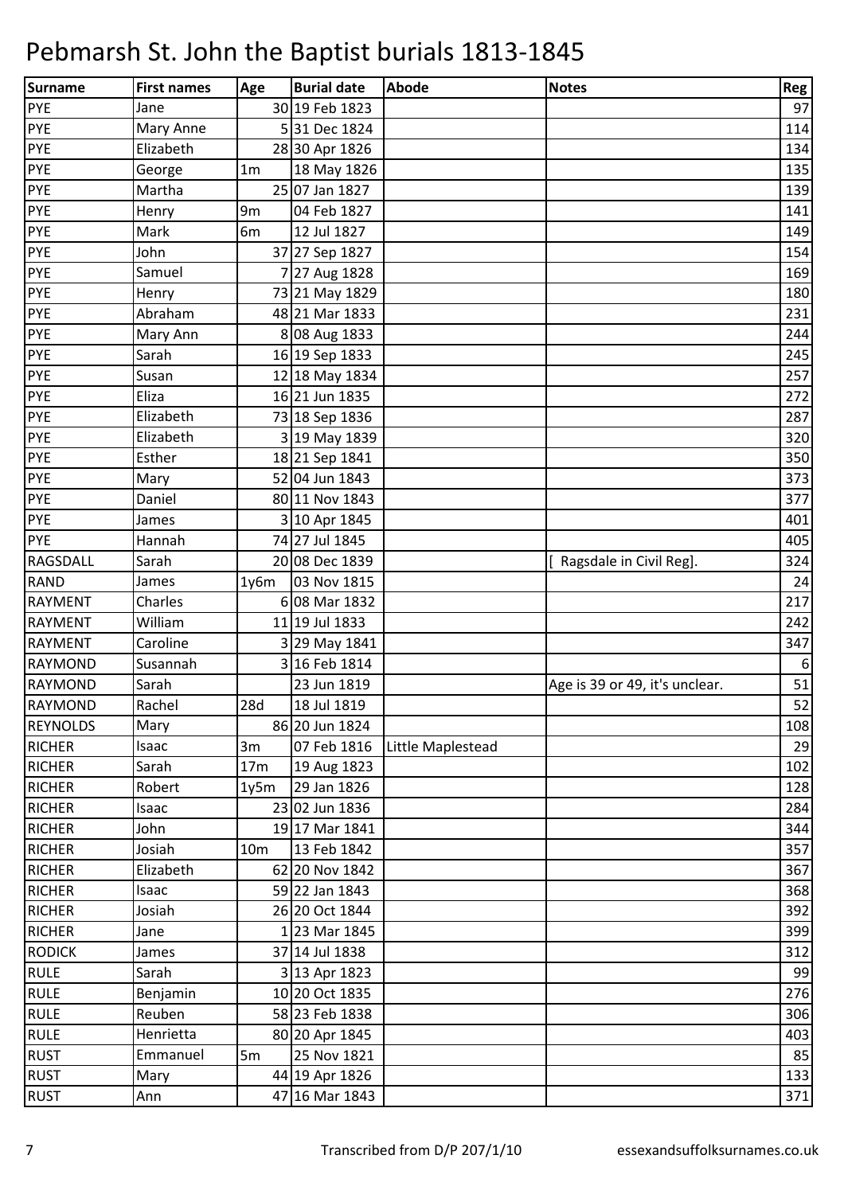# Pebmarsh St. John the Baptist burials 1813-1845

| Surname | First names | Age | Burial date | Abode | Notes | Reg |
|---|---|---|---|---|---|---|
| PYE | Jane | 30 | 19 Feb 1823 | | | 97 |
| PYE | Mary Anne | 5 | 31 Dec 1824 | | | 114 |
| PYE | Elizabeth | 28 | 30 Apr 1826 | | | 134 |
| PYE | George | 1m | 18 May 1826 | | | 135 |
| PYE | Martha | 25 | 07 Jan 1827 | | | 139 |
| PYE | Henry | 9m | 04 Feb 1827 | | | 141 |
| PYE | Mark | 6m | 12 Jul 1827 | | | 149 |
| PYE | John | 37 | 27 Sep 1827 | | | 154 |
| PYE | Samuel | 7 | 27 Aug 1828 | | | 169 |
| PYE | Henry | 73 | 21 May 1829 | | | 180 |
| PYE | Abraham | 48 | 21 Mar 1833 | | | 231 |
| PYE | Mary Ann | 8 | 08 Aug 1833 | | | 244 |
| PYE | Sarah | 16 | 19 Sep 1833 | | | 245 |
| PYE | Susan | 12 | 18 May 1834 | | | 257 |
| PYE | Eliza | 16 | 21 Jun 1835 | | | 272 |
| PYE | Elizabeth | 73 | 18 Sep 1836 | | | 287 |
| PYE | Elizabeth | 3 | 19 May 1839 | | | 320 |
| PYE | Esther | 18 | 21 Sep 1841 | | | 350 |
| PYE | Mary | 52 | 04 Jun 1843 | | | 373 |
| PYE | Daniel | 80 | 11 Nov 1843 | | | 377 |
| PYE | James | 3 | 10 Apr 1845 | | | 401 |
| PYE | Hannah | 74 | 27 Jul 1845 | | | 405 |
| RAGSDALL | Sarah | 20 | 08 Dec 1839 | | [ Ragsdale in Civil Reg]. | 324 |
| RAND | James | 1y6m | 03 Nov 1815 | | | 24 |
| RAYMENT | Charles | 6 | 08 Mar 1832 | | | 217 |
| RAYMENT | William | 11 | 19 Jul 1833 | | | 242 |
| RAYMENT | Caroline | 3 | 29 May 1841 | | | 347 |
| RAYMOND | Susannah | 3 | 16 Feb 1814 | | | 6 |
| RAYMOND | Sarah | | 23 Jun 1819 | | Age is 39 or 49, it's unclear. | 51 |
| RAYMOND | Rachel | 28d | 18 Jul 1819 | | | 52 |
| REYNOLDS | Mary | 86 | 20 Jun 1824 | | | 108 |
| RICHER | Isaac | 3m | 07 Feb 1816 | Little Maplestead | | 29 |
| RICHER | Sarah | 17m | 19 Aug 1823 | | | 102 |
| RICHER | Robert | 1y5m | 29 Jan 1826 | | | 128 |
| RICHER | Isaac | 23 | 02 Jun 1836 | | | 284 |
| RICHER | John | 19 | 17 Mar 1841 | | | 344 |
| RICHER | Josiah | 10m | 13 Feb 1842 | | | 357 |
| RICHER | Elizabeth | 62 | 20 Nov 1842 | | | 367 |
| RICHER | Isaac | 59 | 22 Jan 1843 | | | 368 |
| RICHER | Josiah | 26 | 20 Oct 1844 | | | 392 |
| RICHER | Jane | 1 | 23 Mar 1845 | | | 399 |
| RODICK | James | 37 | 14 Jul 1838 | | | 312 |
| RULE | Sarah | 3 | 13 Apr 1823 | | | 99 |
| RULE | Benjamin | 10 | 20 Oct 1835 | | | 276 |
| RULE | Reuben | 58 | 23 Feb 1838 | | | 306 |
| RULE | Henrietta | 80 | 20 Apr 1845 | | | 403 |
| RUST | Emmanuel | 5m | 25 Nov 1821 | | | 85 |
| RUST | Mary | 44 | 19 Apr 1826 | | | 133 |
| RUST | Ann | 47 | 16 Mar 1843 | | | 371 |

Transcribed from D/P 207/1/10 essexandsuffolksurnames.co.uk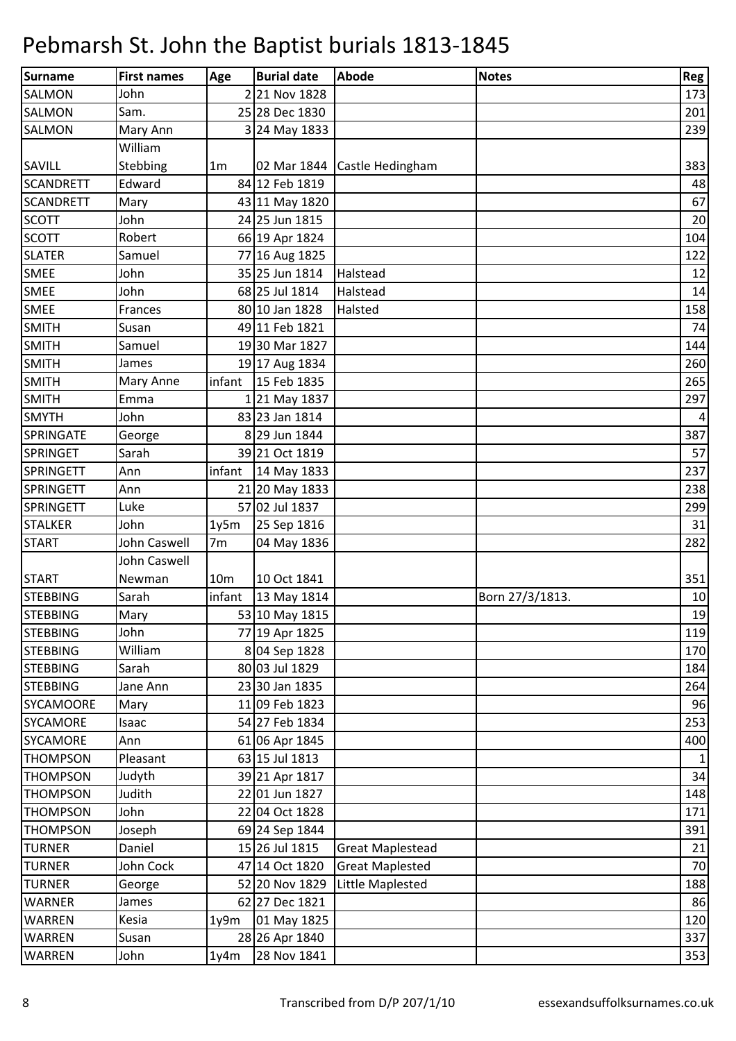# Pebmarsh St. John the Baptist burials 1813-1845

| Surname | First names | Age | Burial date | Abode | Notes | Reg |
|---|---|---|---|---|---|---|
| SALMON | John | 2 | 21 Nov 1828 | | | 173 |
| SALMON | Sam. | 25 | 28 Dec 1830 | | | 201 |
| SALMON | Mary Ann | 3 | 24 May 1833 | | | 239 |
| SAVILL | William Stebbing | 1m | 02 Mar 1844 | Castle Hedingham | | 383 |
| SCANDRETT | Edward | 84 | 12 Feb 1819 | | | 48 |
| SCANDRETT | Mary | 43 | 11 May 1820 | | | 67 |
| SCOTT | John | 24 | 25 Jun 1815 | | | 20 |
| SCOTT | Robert | 66 | 19 Apr 1824 | | | 104 |
| SLATER | Samuel | 77 | 16 Aug 1825 | | | 122 |
| SMEE | John | 35 | 25 Jun 1814 | Halstead | | 12 |
| SMEE | John | 68 | 25 Jul 1814 | Halstead | | 14 |
| SMEE | Frances | 80 | 10 Jan 1828 | Halsted | | 158 |
| SMITH | Susan | 49 | 11 Feb 1821 | | | 74 |
| SMITH | Samuel | 19 | 30 Mar 1827 | | | 144 |
| SMITH | James | 19 | 17 Aug 1834 | | | 260 |
| SMITH | Mary Anne | infant | 15 Feb 1835 | | | 265 |
| SMITH | Emma | 1 | 21 May 1837 | | | 297 |
| SMYTH | John | 83 | 23 Jan 1814 | | | 4 |
| SPRINGATE | George | 8 | 29 Jun 1844 | | | 387 |
| SPRINGET | Sarah | 39 | 21 Oct 1819 | | | 57 |
| SPRINGETT | Ann | infant | 14 May 1833 | | | 237 |
| SPRINGETT | Ann | 21 | 20 May 1833 | | | 238 |
| SPRINGETT | Luke | 57 | 02 Jul 1837 | | | 299 |
| STALKER | John | 1y5m | 25 Sep 1816 | | | 31 |
| START | John Caswell | 7m | 04 May 1836 | | | 282 |
| START | John Caswell Newman | 10m | 10 Oct 1841 | | | 351 |
| STEBBING | Sarah | infant | 13 May 1814 | | Born 27/3/1813. | 10 |
| STEBBING | Mary | 53 | 10 May 1815 | | | 19 |
| STEBBING | John | 77 | 19 Apr 1825 | | | 119 |
| STEBBING | William | 8 | 04 Sep 1828 | | | 170 |
| STEBBING | Sarah | 80 | 03 Jul 1829 | | | 184 |
| STEBBING | Jane Ann | 23 | 30 Jan 1835 | | | 264 |
| SYCAMOORE | Mary | 11 | 09 Feb 1823 | | | 96 |
| SYCAMORE | Isaac | 54 | 27 Feb 1834 | | | 253 |
| SYCAMORE | Ann | 61 | 06 Apr 1845 | | | 400 |
| THOMPSON | Pleasant | 63 | 15 Jul 1813 | | | 1 |
| THOMPSON | Judyth | 39 | 21 Apr 1817 | | | 34 |
| THOMPSON | Judith | 22 | 01 Jun 1827 | | | 148 |
| THOMPSON | John | 22 | 04 Oct 1828 | | | 171 |
| THOMPSON | Joseph | 69 | 24 Sep 1844 | | | 391 |
| TURNER | Daniel | 15 | 26 Jul 1815 | Great Maplestead | | 21 |
| TURNER | John Cock | 47 | 14 Oct 1820 | Great Maplested | | 70 |
| TURNER | George | 52 | 20 Nov 1829 | Little Maplested | | 188 |
| WARNER | James | 62 | 27 Dec 1821 | | | 86 |
| WARREN | Kesia | 1y9m | 01 May 1825 | | | 120 |
| WARREN | Susan | 28 | 26 Apr 1840 | | | 337 |
| WARREN | John | 1y4m | 28 Nov 1841 | | | 353 |

Transcribed from D/P 207/1/10 essexandsuffolksurnames.co.uk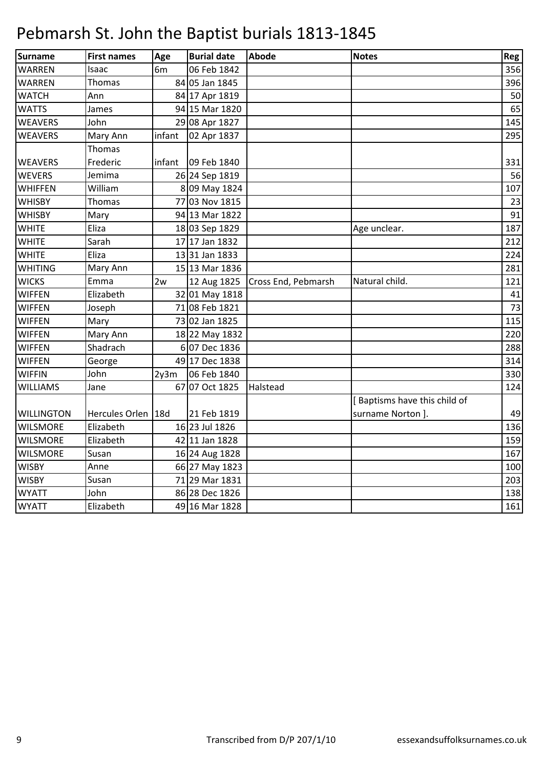# Pebmarsh St. John the Baptist burials 1813-1845

| Surname | First names | Age | Burial date | Abode | Notes | Reg |
|---|---|---|---|---|---|---|
| WARREN | Isaac | 6m | 06 Feb 1842 | | | 356 |
| WARREN | Thomas | 84 | 05 Jan 1845 | | | 396 |
| WATCH | Ann | 84 | 17 Apr 1819 | | | 50 |
| WATTS | James | 94 | 15 Mar 1820 | | | 65 |
| WEAVERS | John | 29 | 08 Apr 1827 | | | 145 |
| WEAVERS | Mary Ann | infant | 02 Apr 1837 | | | 295 |
| WEAVERS | Thomas Frederic | infant | 09 Feb 1840 | | | 331 |
| WEVERS | Jemima | 26 | 24 Sep 1819 | | | 56 |
| WHIFFEN | William | 8 | 09 May 1824 | | | 107 |
| WHISBY | Thomas | 77 | 03 Nov 1815 | | | 23 |
| WHISBY | Mary | 94 | 13 Mar 1822 | | | 91 |
| WHITE | Eliza | 18 | 03 Sep 1829 | | Age unclear. | 187 |
| WHITE | Sarah | 17 | 17 Jan 1832 | | | 212 |
| WHITE | Eliza | 13 | 31 Jan 1833 | | | 224 |
| WHITING | Mary Ann | 15 | 13 Mar 1836 | | | 281 |
| WICKS | Emma | 2w | 12 Aug 1825 | Cross End, Pebmarsh | Natural child. | 121 |
| WIFFEN | Elizabeth | 32 | 01 May 1818 | | | 41 |
| WIFFEN | Joseph | 71 | 08 Feb 1821 | | | 73 |
| WIFFEN | Mary | 73 | 02 Jan 1825 | | | 115 |
| WIFFEN | Mary Ann | 18 | 22 May 1832 | | | 220 |
| WIFFEN | Shadrach | 6 | 07 Dec 1836 | | | 288 |
| WIFFEN | George | 49 | 17 Dec 1838 | | | 314 |
| WIFFIN | John | 2y3m | 06 Feb 1840 | | | 330 |
| WILLIAMS | Jane | 67 | 07 Oct 1825 | Halstead | | 124 |
| WILLINGTON | Hercules Orlen | 18d | 21 Feb 1819 | | [ Baptisms have this child of surname Norton ]. | 49 |
| WILSMORE | Elizabeth | 16 | 23 Jul 1826 | | | 136 |
| WILSMORE | Elizabeth | 42 | 11 Jan 1828 | | | 159 |
| WILSMORE | Susan | 16 | 24 Aug 1828 | | | 167 |
| WISBY | Anne | 66 | 27 May 1823 | | | 100 |
| WISBY | Susan | 71 | 29 Mar 1831 | | | 203 |
| WYATT | John | 86 | 28 Dec 1826 | | | 138 |
| WYATT | Elizabeth | 49 | 16 Mar 1828 | | | 161 |

Transcribed from D/P 207/1/10

essexandsuffolksurnames.co.uk